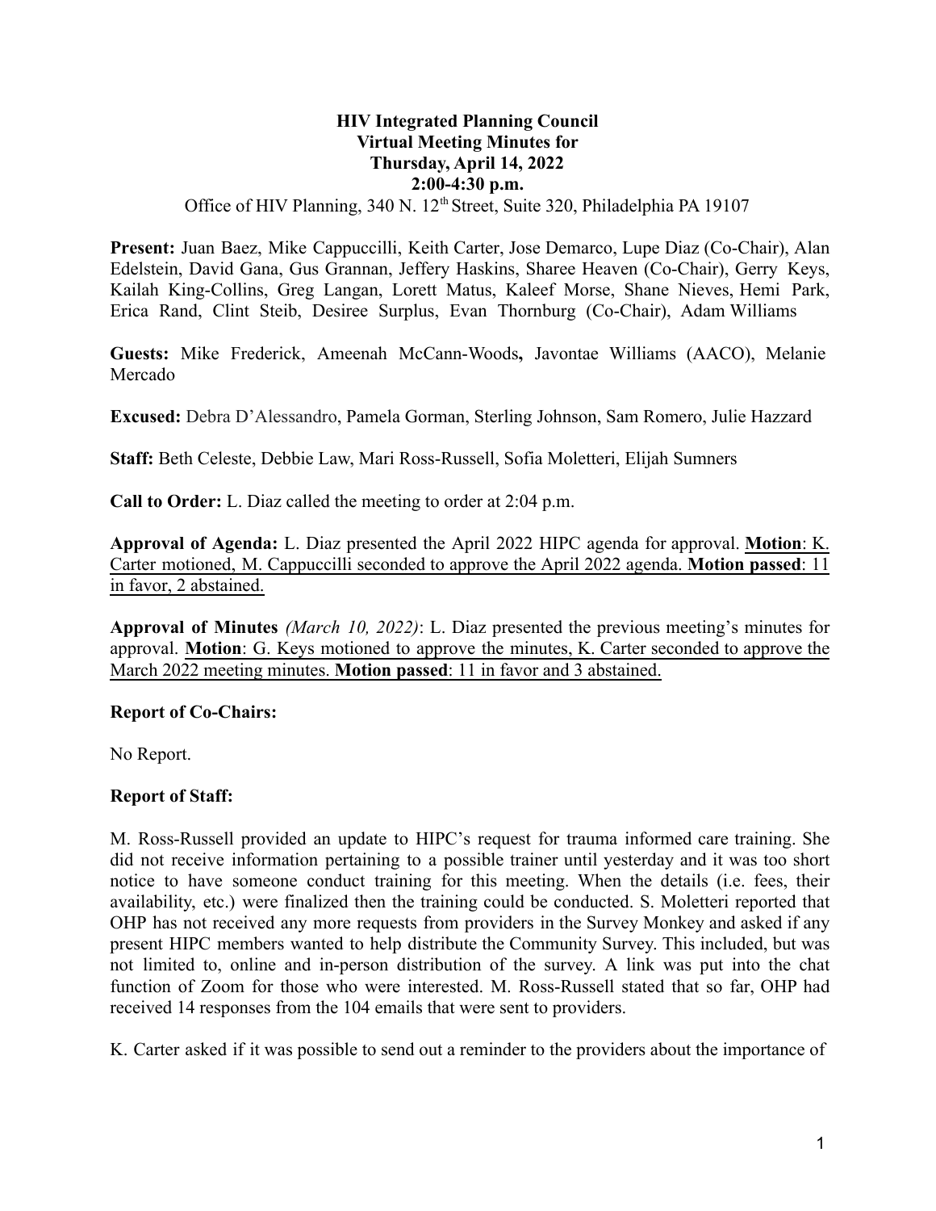# HIV Integrated Planning Council
## Virtual Meeting Minutes for
## Thursday, April 14, 2022
## 2:00-4:30 p.m.

Office of HIV Planning, 340 N. 12th Street, Suite 320, Philadelphia PA 19107

**Present:** Juan Baez, Mike Cappuccilli, Keith Carter, Jose Demarco, Lupe Diaz (Co-Chair), Alan Edelstein, David Gana, Gus Grannan, Jeffery Haskins, Sharee Heaven (Co-Chair), Gerry Keys, Kailah King-Collins, Greg Langan, Lorett Matus, Kaleef Morse, Shane Nieves, Hemi Park, Erica Rand, Clint Steib, Desiree Surplus, Evan Thornburg (Co-Chair), Adam Williams

**Guests:** Mike Frederick, Ameenah McCann-Woods**,** Javontae Williams (AACO), Melanie Mercado

**Excused:** Debra D'Alessandro, Pamela Gorman, Sterling Johnson, Sam Romero, Julie Hazzard

**Staff:** Beth Celeste, Debbie Law, Mari Ross-Russell, Sofia Moletteri, Elijah Sumners

**Call to Order:** L. Diaz called the meeting to order at 2:04 p.m.

**Approval of Agenda:** L. Diaz presented the April 2022 HIPC agenda for approval. **Motion**: K. Carter motioned, M. Cappuccilli seconded to approve the April 2022 agenda. **Motion passed**: 11 in favor, 2 abstained.

**Approval of Minutes** *(March 10, 2022)*: L. Diaz presented the previous meeting's minutes for approval. **Motion**: G. Keys motioned to approve the minutes, K. Carter seconded to approve the March 2022 meeting minutes. **Motion passed**: 11 in favor and 3 abstained.

**Report of Co-Chairs:**

No Report.

**Report of Staff:**

M. Ross-Russell provided an update to HIPC's request for trauma informed care training. She did not receive information pertaining to a possible trainer until yesterday and it was too short notice to have someone conduct training for this meeting. When the details (i.e. fees, their availability, etc.) were finalized then the training could be conducted. S. Moletteri reported that OHP has not received any more requests from providers in the Survey Monkey and asked if any present HIPC members wanted to help distribute the Community Survey. This included, but was not limited to, online and in-person distribution of the survey. A link was put into the chat function of Zoom for those who were interested. M. Ross-Russell stated that so far, OHP had received 14 responses from the 104 emails that were sent to providers.

K. Carter asked if it was possible to send out a reminder to the providers about the importance of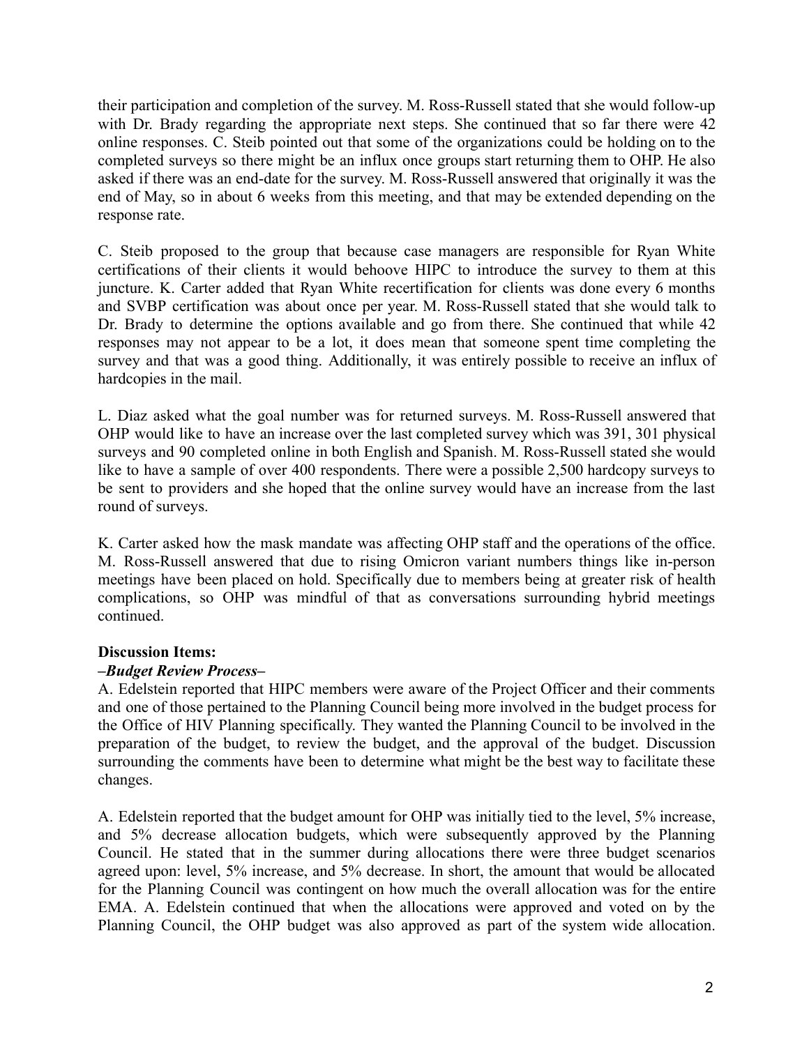their participation and completion of the survey. M. Ross-Russell stated that she would follow-up with Dr. Brady regarding the appropriate next steps. She continued that so far there were 42 online responses. C. Steib pointed out that some of the organizations could be holding on to the completed surveys so there might be an influx once groups start returning them to OHP. He also asked if there was an end-date for the survey. M. Ross-Russell answered that originally it was the end of May, so in about 6 weeks from this meeting, and that may be extended depending on the response rate.

C. Steib proposed to the group that because case managers are responsible for Ryan White certifications of their clients it would behoove HIPC to introduce the survey to them at this juncture. K. Carter added that Ryan White recertification for clients was done every 6 months and SVBP certification was about once per year. M. Ross-Russell stated that she would talk to Dr. Brady to determine the options available and go from there. She continued that while 42 responses may not appear to be a lot, it does mean that someone spent time completing the survey and that was a good thing. Additionally, it was entirely possible to receive an influx of hardcopies in the mail.

L. Diaz asked what the goal number was for returned surveys. M. Ross-Russell answered that OHP would like to have an increase over the last completed survey which was 391, 301 physical surveys and 90 completed online in both English and Spanish. M. Ross-Russell stated she would like to have a sample of over 400 respondents. There were a possible 2,500 hardcopy surveys to be sent to providers and she hoped that the online survey would have an increase from the last round of surveys.

K. Carter asked how the mask mandate was affecting OHP staff and the operations of the office. M. Ross-Russell answered that due to rising Omicron variant numbers things like in-person meetings have been placed on hold. Specifically due to members being at greater risk of health complications, so OHP was mindful of that as conversations surrounding hybrid meetings continued.

**Discussion Items:**

***–Budget Review Process–***

A. Edelstein reported that HIPC members were aware of the Project Officer and their comments and one of those pertained to the Planning Council being more involved in the budget process for the Office of HIV Planning specifically. They wanted the Planning Council to be involved in the preparation of the budget, to review the budget, and the approval of the budget. Discussion surrounding the comments have been to determine what might be the best way to facilitate these changes.

A. Edelstein reported that the budget amount for OHP was initially tied to the level, 5% increase, and 5% decrease allocation budgets, which were subsequently approved by the Planning Council. He stated that in the summer during allocations there were three budget scenarios agreed upon: level, 5% increase, and 5% decrease. In short, the amount that would be allocated for the Planning Council was contingent on how much the overall allocation was for the entire EMA. A. Edelstein continued that when the allocations were approved and voted on by the Planning Council, the OHP budget was also approved as part of the system wide allocation.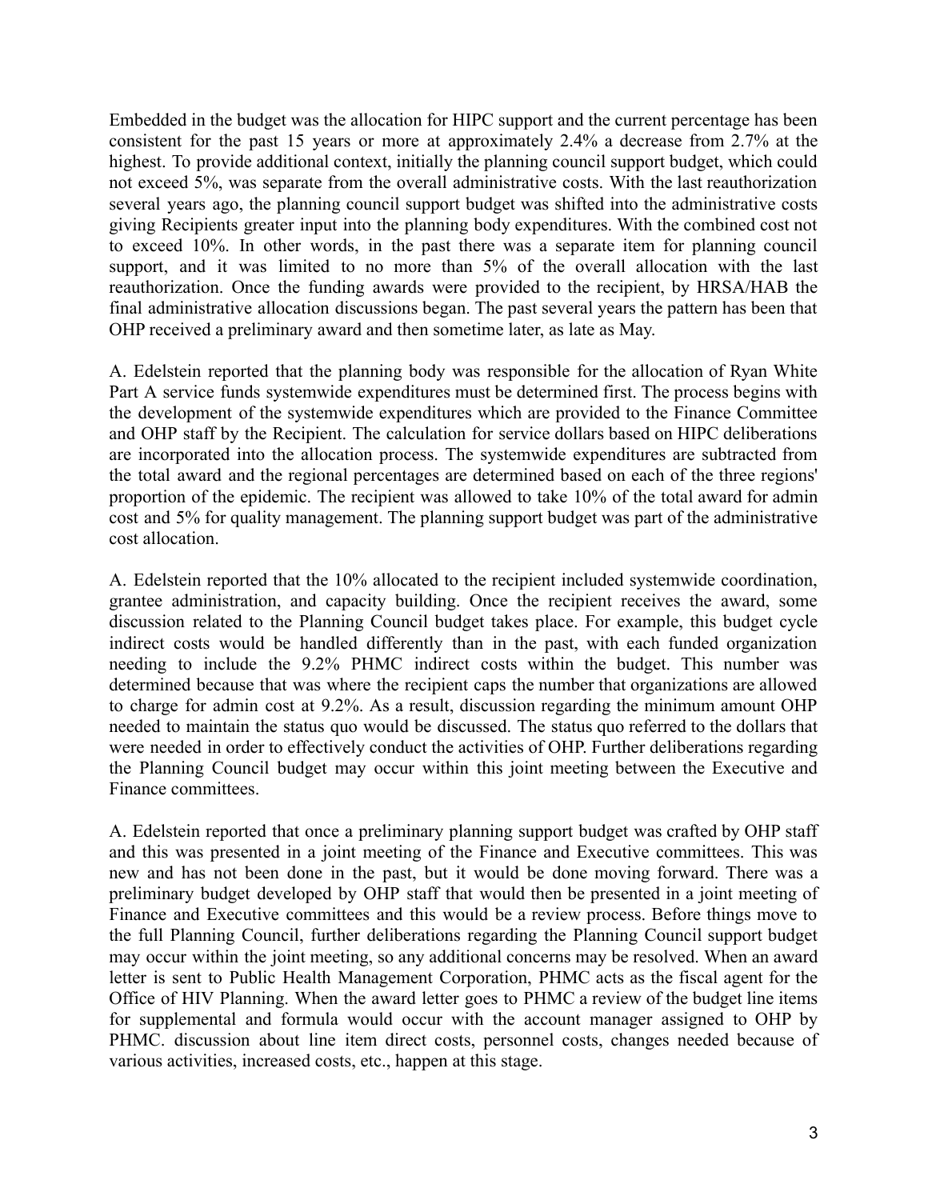Embedded in the budget was the allocation for HIPC support and the current percentage has been consistent for the past 15 years or more at approximately 2.4% a decrease from 2.7% at the highest. To provide additional context, initially the planning council support budget, which could not exceed 5%, was separate from the overall administrative costs. With the last reauthorization several years ago, the planning council support budget was shifted into the administrative costs giving Recipients greater input into the planning body expenditures. With the combined cost not to exceed 10%. In other words, in the past there was a separate item for planning council support, and it was limited to no more than 5% of the overall allocation with the last reauthorization. Once the funding awards were provided to the recipient, by HRSA/HAB the final administrative allocation discussions began. The past several years the pattern has been that OHP received a preliminary award and then sometime later, as late as May.

A. Edelstein reported that the planning body was responsible for the allocation of Ryan White Part A service funds systemwide expenditures must be determined first. The process begins with the development of the systemwide expenditures which are provided to the Finance Committee and OHP staff by the Recipient. The calculation for service dollars based on HIPC deliberations are incorporated into the allocation process. The systemwide expenditures are subtracted from the total award and the regional percentages are determined based on each of the three regions' proportion of the epidemic. The recipient was allowed to take 10% of the total award for admin cost and 5% for quality management. The planning support budget was part of the administrative cost allocation.

A. Edelstein reported that the 10% allocated to the recipient included systemwide coordination, grantee administration, and capacity building. Once the recipient receives the award, some discussion related to the Planning Council budget takes place. For example, this budget cycle indirect costs would be handled differently than in the past, with each funded organization needing to include the 9.2% PHMC indirect costs within the budget. This number was determined because that was where the recipient caps the number that organizations are allowed to charge for admin cost at 9.2%. As a result, discussion regarding the minimum amount OHP needed to maintain the status quo would be discussed. The status quo referred to the dollars that were needed in order to effectively conduct the activities of OHP. Further deliberations regarding the Planning Council budget may occur within this joint meeting between the Executive and Finance committees.

A. Edelstein reported that once a preliminary planning support budget was crafted by OHP staff and this was presented in a joint meeting of the Finance and Executive committees. This was new and has not been done in the past, but it would be done moving forward. There was a preliminary budget developed by OHP staff that would then be presented in a joint meeting of Finance and Executive committees and this would be a review process. Before things move to the full Planning Council, further deliberations regarding the Planning Council support budget may occur within the joint meeting, so any additional concerns may be resolved. When an award letter is sent to Public Health Management Corporation, PHMC acts as the fiscal agent for the Office of HIV Planning. When the award letter goes to PHMC a review of the budget line items for supplemental and formula would occur with the account manager assigned to OHP by PHMC. discussion about line item direct costs, personnel costs, changes needed because of various activities, increased costs, etc., happen at this stage.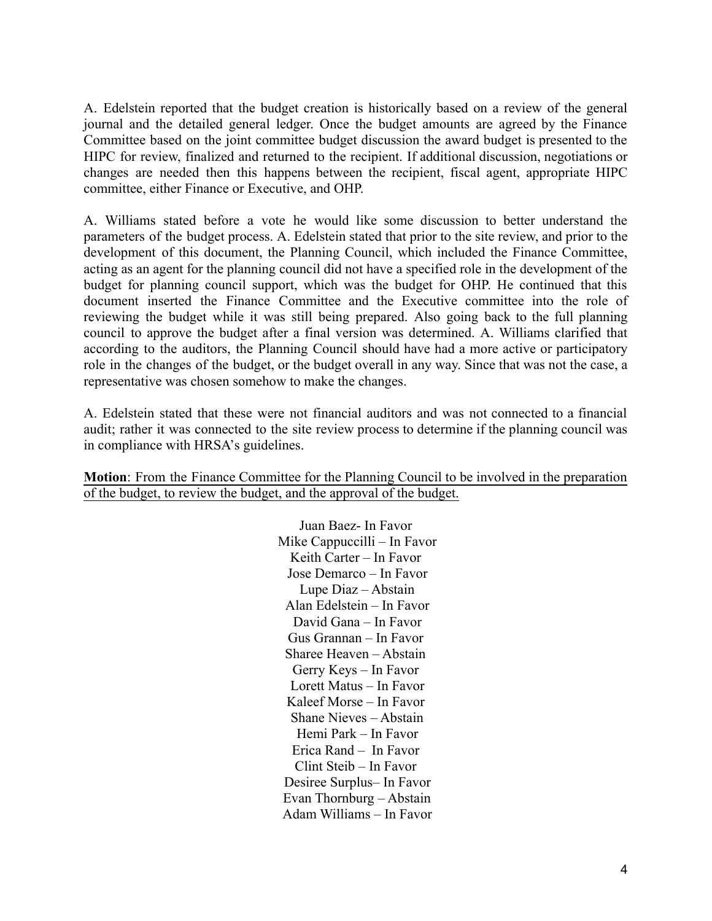A. Edelstein reported that the budget creation is historically based on a review of the general journal and the detailed general ledger. Once the budget amounts are agreed by the Finance Committee based on the joint committee budget discussion the award budget is presented to the HIPC for review, finalized and returned to the recipient. If additional discussion, negotiations or changes are needed then this happens between the recipient, fiscal agent, appropriate HIPC committee, either Finance or Executive, and OHP.

A. Williams stated before a vote he would like some discussion to better understand the parameters of the budget process. A. Edelstein stated that prior to the site review, and prior to the development of this document, the Planning Council, which included the Finance Committee, acting as an agent for the planning council did not have a specified role in the development of the budget for planning council support, which was the budget for OHP. He continued that this document inserted the Finance Committee and the Executive committee into the role of reviewing the budget while it was still being prepared. Also going back to the full planning council to approve the budget after a final version was determined. A. Williams clarified that according to the auditors, the Planning Council should have had a more active or participatory role in the changes of the budget, or the budget overall in any way. Since that was not the case, a representative was chosen somehow to make the changes.

A. Edelstein stated that these were not financial auditors and was not connected to a financial audit; rather it was connected to the site review process to determine if the planning council was in compliance with HRSA's guidelines.

**Motion**: From the Finance Committee for the Planning Council to be involved in the preparation of the budget, to review the budget, and the approval of the budget.

Juan Baez- In Favor
Mike Cappuccilli – In Favor
Keith Carter – In Favor
Jose Demarco – In Favor
Lupe Diaz – Abstain
Alan Edelstein – In Favor
David Gana – In Favor
Gus Grannan – In Favor
Sharee Heaven – Abstain
Gerry Keys – In Favor
Lorett Matus – In Favor
Kaleef Morse – In Favor
Shane Nieves – Abstain
Hemi Park – In Favor
Erica Rand – In Favor
Clint Steib – In Favor
Desiree Surplus– In Favor
Evan Thornburg – Abstain
Adam Williams – In Favor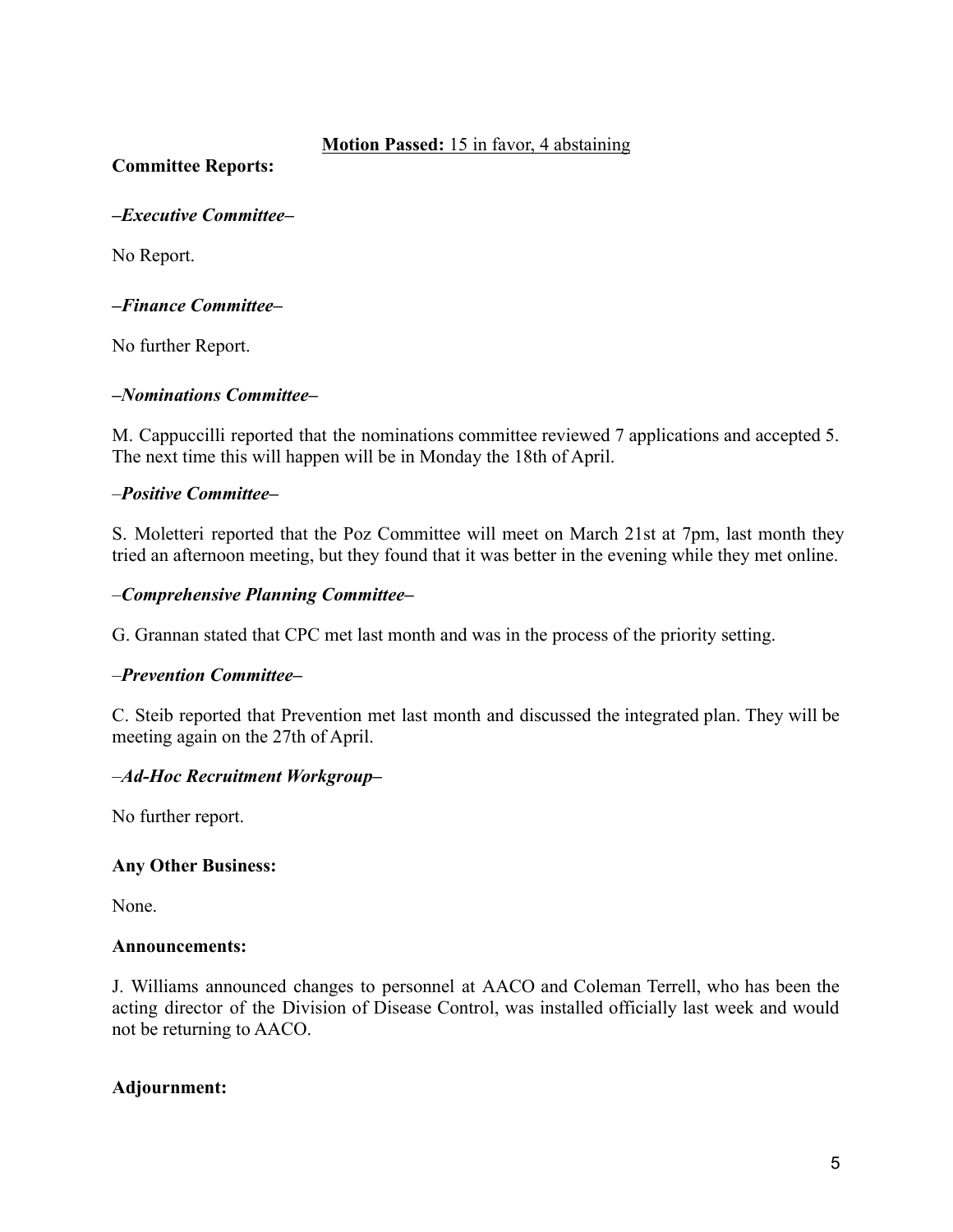**Motion Passed:** 15 in favor, 4 abstaining

**Committee Reports:**

***–Executive Committee–***

No Report.

***–Finance Committee–***

No further Report.

***–Nominations Committee–***

M. Cappuccilli reported that the nominations committee reviewed 7 applications and accepted 5. The next time this will happen will be in Monday the 18th of April.

–***Positive Committee–***

S. Moletteri reported that the Poz Committee will meet on March 21st at 7pm, last month they tried an afternoon meeting, but they found that it was better in the evening while they met online.

–***Comprehensive Planning Committee–***

G. Grannan stated that CPC met last month and was in the process of the priority setting.

–***Prevention Committee–***

C. Steib reported that Prevention met last month and discussed the integrated plan. They will be meeting again on the 27th of April.

–***Ad-Hoc Recruitment Workgroup–***

No further report.

**Any Other Business:**

None.

**Announcements:**

J. Williams announced changes to personnel at AACO and Coleman Terrell, who has been the acting director of the Division of Disease Control, was installed officially last week and would not be returning to AACO.

**Adjournment:**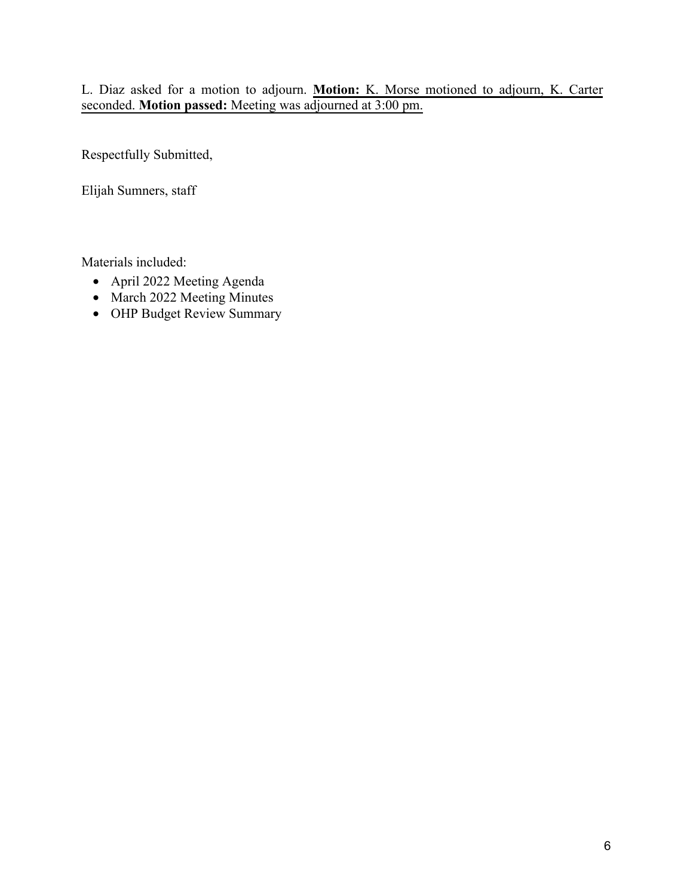L. Diaz asked for a motion to adjourn. **Motion:** K. Morse motioned to adjourn, K. Carter seconded. **Motion passed:** Meeting was adjourned at 3:00 pm.

Respectfully Submitted,

Elijah Sumners, staff

Materials included:

- April 2022 Meeting Agenda
- March 2022 Meeting Minutes
- OHP Budget Review Summary